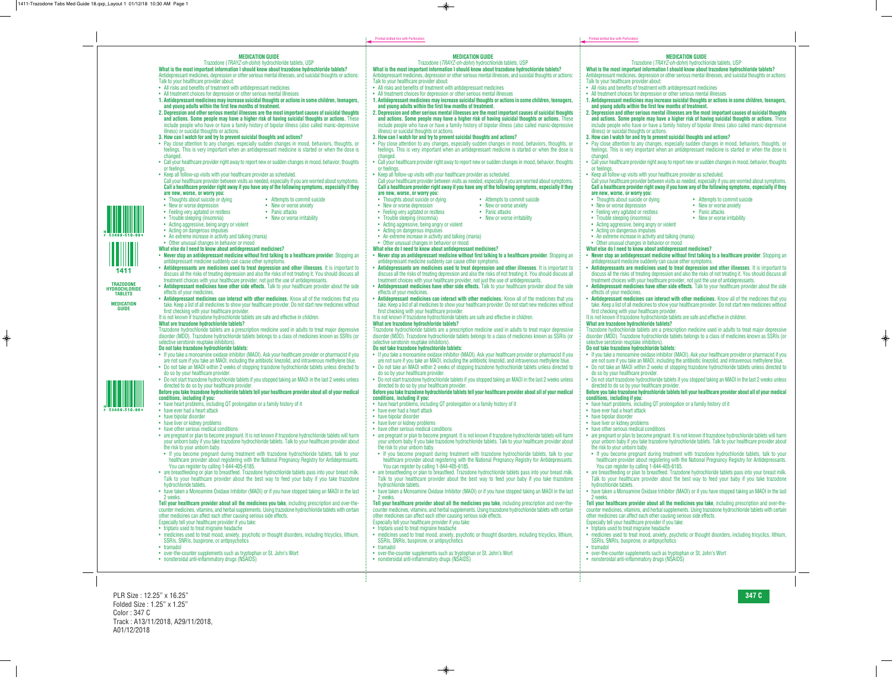# MEDICATION GUIDE

Trazodone (*TRAYZ-oh-dohn*) hydrochloride tablets, USP

**What is the most important information I should know about trazodone hydrochloride tablets?**

Antidepressant medicines, depression or other serious mental illnesses, and suicidal thoughts or actions: Talk to your healthcare provider about:

- All risks and benefits of treatment with antidepressant medicines
- All treatment choices for depression or other serious mental illnesses

**1. Antidepressant medicines may increase suicidal thoughts or actions in some children, teenagers, and young adults within the first few months of treatment.**

**2. Depression and other serious mental illnesses are the most important causes of suicidal thoughts and actions. Some people may have a higher risk of having suicidal thoughts or actions.** These include people who have or have a family history of bipolar illness (also called manic-depressive illness) or suicidal thoughts or actions.

**3. How can I watch for and try to prevent suicidal thoughts and actions?**

- Pay close attention to any changes, especially sudden changes in mood, behaviors, thoughts, or feelings. This is very important when an antidepressant medicine is started or when the dose is changed.
- Call your healthcare provider right away to report new or sudden changes in mood, behavior, thoughts or feelings.
- Keep all follow-up visits with your healthcare provider as scheduled.

Call your healthcare provider between visits as needed, especially if you are worried about symptoms.

**Call a healthcare provider right away if you have any of the following symptoms, especially if they are new, worse, or worry you:**

- Thoughts about suicide or dying
- Attempts to commit suicide
- New or worse depression
- New or worse anxiety
- Feeling very agitated or restless
- Panic attacks
- Trouble sleeping (insomnia)
- New or worse irritability
- Acting aggressive, being angry or violent
- Acting on dangerous impulses
- An extreme increase in activity and talking (mania)
- Other unusual changes in behavior or mood

**What else do I need to know about antidepressant medicines?**

- **Never stop an antidepressant medicine without first talking to a healthcare provider.** Stopping an antidepressant medicine suddenly can cause other symptoms.
- **Antidepressants are medicines used to treat depression and other illnesses.** It is important to discuss all the risks of treating depression and also the risks of not treating it. You should discuss all treatment choices with your healthcare provider, not just the use of antidepressants.
- **Antidepressant medicines have other side effects.** Talk to your healthcare provider about the side effects of your medicines.
- **Antidepressant medicines can interact with other medicines.** Know all of the medicines that you take. Keep a list of all medicines to show your healthcare provider. Do not start new medicines without first checking with your healthcare provider.

It is not known if trazodone hydrochloride tablets are safe and effective in children.

**What are trazodone hydrochloride tablets?**

Trazodone hydrochloride tablets are a prescription medicine used in adults to treat major depressive disorder (MDD). Trazodone hydrochloride tablets belongs to a class of medicines known as SSRIs (or selective serotonin reuptake inhibitors).

**Do not take trazodone hydrochloride tablets:**

- If you take a monoamine oxidase inhibitor (MAOI). Ask your healthcare provider or pharmacist if you are not sure if you take an MAOI, including the antibiotic linezolid, and intravenous methylene blue.
- Do not take an MAOI within 2 weeks of stopping trazodone hydrochloride tablets unless directed to do so by your healthcare provider.
- Do not start trazodone hydrochloride tablets if you stopped taking an MAOI in the last 2 weeks unless directed to do so by your healthcare provider.

**Before you take trazodone hydrochloride tablets tell your healthcare provider about all of your medical conditions, including if you:**

- have heart problems, including QT prolongation or a family history of it
- have ever had a heart attack
- have bipolar disorder
- have liver or kidney problems
- have other serious medical conditions
- are pregnant or plan to become pregnant. It is not known if trazodone hydrochloride tablets will harm your unborn baby if you take trazodone hydrochloride tablets. Talk to your healthcare provider about the risk to your unborn baby.
  - If you become pregnant during treatment with trazodone hydrochloride tablets, talk to your healthcare provider about registering with the National Pregnancy Registry for Antidepressants. You can register by calling 1-844-405-6185.
- are breastfeeding or plan to breastfeed. Trazodone hydrochloride tablets pass into your breast milk. Talk to your healthcare provider about the best way to feed your baby if you take trazodone hydrochloride tablets.
- have taken a Monoamine Oxidase Inhibitor (MAOI) or if you have stopped taking an MAOI in the last 2 weeks.

**Tell your healthcare provider about all the medicines you take**, including prescription and over-the-counter medicines, vitamins, and herbal supplements. Using trazodone hydrochloride tablets with certain other medicines can affect each other causing serious side effects.

Especially tell your healthcare provider if you take:

- triptans used to treat migraine headache
- medicines used to treat mood, anxiety, psychotic or thought disorders, including tricyclics, lithium, SSRIs, SNRIs, buspirone, or antipsychotics
- tramadol
- over-the-counter supplements such as tryptophan or St. John's Wort
- nonsteroidal anti-inflammatory drugs (NSAIDS)

1411

TRAZODONE HYDROCHLORIDE TABLETS

MEDICATION GUIDE

# MEDICATION GUIDE

Trazodone (*TRAYZ-oh-dohn*) hydrochloride tablets, USP

**What is the most important information I should know about trazodone hydrochloride tablets?**

Antidepressant medicines, depression or other serious mental illnesses, and suicidal thoughts or actions: Talk to your healthcare provider about:

- All risks and benefits of treatment with antidepressant medicines
- All treatment choices for depression or other serious mental illnesses

**1. Antidepressant medicines may increase suicidal thoughts or actions in some children, teenagers, and young adults within the first few months of treatment.**

**2. Depression and other serious mental illnesses are the most important causes of suicidal thoughts and actions. Some people may have a higher risk of having suicidal thoughts or actions.** These include people who have or have a family history of bipolar illness (also called manic-depressive illness) or suicidal thoughts or actions.

**3. How can I watch for and try to prevent suicidal thoughts and actions?**

- Pay close attention to any changes, especially sudden changes in mood, behaviors, thoughts, or feelings. This is very important when an antidepressant medicine is started or when the dose is changed.
- Call your healthcare provider right away to report new or sudden changes in mood, behavior, thoughts or feelings.
- Keep all follow-up visits with your healthcare provider as scheduled.

Call your healthcare provider between visits as needed, especially if you are worried about symptoms.

**Call a healthcare provider right away if you have any of the following symptoms, especially if they are new, worse, or worry you:**

- Thoughts about suicide or dying
- Attempts to commit suicide
- New or worse depression
- New or worse anxiety
- Feeling very agitated or restless
- Panic attacks
- Trouble sleeping (insomnia)
- New or worse irritability
- Acting aggressive, being angry or violent
- Acting on dangerous impulses
- An extreme increase in activity and talking (mania)
- Other unusual changes in behavior or mood

**What else do I need to know about antidepressant medicines?**

- **Never stop an antidepressant medicine without first talking to a healthcare provider.** Stopping an antidepressant medicine suddenly can cause other symptoms.
- **Antidepressants are medicines used to treat depression and other illnesses.** It is important to discuss all the risks of treating depression and also the risks of not treating it. You should discuss all treatment choices with your healthcare provider, not just the use of antidepressants.
- **Antidepressant medicines have other side effects.** Talk to your healthcare provider about the side effects of your medicines.
- **Antidepressant medicines can interact with other medicines.** Know all of the medicines that you take. Keep a list of all medicines to show your healthcare provider. Do not start new medicines without first checking with your healthcare provider.

It is not known if trazodone hydrochloride tablets are safe and effective in children.

**What are trazodone hydrochloride tablets?**

Trazodone hydrochloride tablets are a prescription medicine used in adults to treat major depressive disorder (MDD). Trazodone hydrochloride tablets belongs to a class of medicines known as SSRIs (or selective serotonin reuptake inhibitors).

**Do not take trazodone hydrochloride tablets:**

- If you take a monoamine oxidase inhibitor (MAOI). Ask your healthcare provider or pharmacist if you are not sure if you take an MAOI, including the antibiotic linezolid, and intravenous methylene blue.
- Do not take an MAOI within 2 weeks of stopping trazodone hydrochloride tablets unless directed to do so by your healthcare provider.
- Do not start trazodone hydrochloride tablets if you stopped taking an MAOI in the last 2 weeks unless directed to do so by your healthcare provider.

**Before you take trazodone hydrochloride tablets tell your healthcare provider about all of your medical conditions, including if you:**

- have heart problems, including QT prolongation or a family history of it
- have ever had a heart attack
- have bipolar disorder
- have liver or kidney problems
- have other serious medical conditions
- are pregnant or plan to become pregnant. It is not known if trazodone hydrochloride tablets will harm your unborn baby if you take trazodone hydrochloride tablets. Talk to your healthcare provider about the risk to your unborn baby.
  - If you become pregnant during treatment with trazodone hydrochloride tablets, talk to your healthcare provider about registering with the National Pregnancy Registry for Antidepressants. You can register by calling 1-844-405-6185.
- are breastfeeding or plan to breastfeed. Trazodone hydrochloride tablets pass into your breast milk. Talk to your healthcare provider about the best way to feed your baby if you take trazodone hydrochloride tablets.
- have taken a Monoamine Oxidase Inhibitor (MAOI) or if you have stopped taking an MAOI in the last 2 weeks.

**Tell your healthcare provider about all the medicines you take**, including prescription and over-the-counter medicines, vitamins, and herbal supplements. Using trazodone hydrochloride tablets with certain other medicines can affect each other causing serious side effects.

Especially tell your healthcare provider if you take:

- triptans used to treat migraine headache
- medicines used to treat mood, anxiety, psychotic or thought disorders, including tricyclics, lithium, SSRIs, SNRIs, buspirone, or antipsychotics
- tramadol
- over-the-counter supplements such as tryptophan or St. John's Wort
- nonsteroidal anti-inflammatory drugs (NSAIDS)

# MEDICATION GUIDE

Trazodone (*TRAYZ-oh-dohn*) hydrochloride tablets, USP

**What is the most important information I should know about trazodone hydrochloride tablets?**

Antidepressant medicines, depression or other serious mental illnesses, and suicidal thoughts or actions: Talk to your healthcare provider about:

- All risks and benefits of treatment with antidepressant medicines
- All treatment choices for depression or other serious mental illnesses

**1. Antidepressant medicines may increase suicidal thoughts or actions in some children, teenagers, and young adults within the first few months of treatment.**

**2. Depression and other serious mental illnesses are the most important causes of suicidal thoughts and actions. Some people may have a higher risk of having suicidal thoughts or actions.** These include people who have or have a family history of bipolar illness (also called manic-depressive illness) or suicidal thoughts or actions.

**3. How can I watch for and try to prevent suicidal thoughts and actions?**

- Pay close attention to any changes, especially sudden changes in mood, behaviors, thoughts, or feelings. This is very important when an antidepressant medicine is started or when the dose is changed.
- Call your healthcare provider right away to report new or sudden changes in mood, behavior, thoughts or feelings.
- Keep all follow-up visits with your healthcare provider as scheduled.

Call your healthcare provider between visits as needed, especially if you are worried about symptoms.

**Call a healthcare provider right away if you have any of the following symptoms, especially if they are new, worse, or worry you:**

- Thoughts about suicide or dying
- Attempts to commit suicide
- New or worse depression
- New or worse anxiety
- Feeling very agitated or restless
- Panic attacks
- Trouble sleeping (insomnia)
- New or worse irritability
- Acting aggressive, being angry or violent
- Acting on dangerous impulses
- An extreme increase in activity and talking (mania)
- Other unusual changes in behavior or mood

**What else do I need to know about antidepressant medicines?**

- **Never stop an antidepressant medicine without first talking to a healthcare provider.** Stopping an antidepressant medicine suddenly can cause other symptoms.
- **Antidepressants are medicines used to treat depression and other illnesses.** It is important to discuss all the risks of treating depression and also the risks of not treating it. You should discuss all treatment choices with your healthcare provider, not just the use of antidepressants.
- **Antidepressant medicines have other side effects.** Talk to your healthcare provider about the side effects of your medicines.
- **Antidepressant medicines can interact with other medicines.** Know all of the medicines that you take. Keep a list of all medicines to show your healthcare provider. Do not start new medicines without first checking with your healthcare provider.

It is not known if trazodone hydrochloride tablets are safe and effective in children.

**What are trazodone hydrochloride tablets?**

Trazodone hydrochloride tablets are a prescription medicine used in adults to treat major depressive disorder (MDD). Trazodone hydrochloride tablets belongs to a class of medicines known as SSRIs (or selective serotonin reuptake inhibitors).

**Do not take trazodone hydrochloride tablets:**

- If you take a monoamine oxidase inhibitor (MAOI). Ask your healthcare provider or pharmacist if you are not sure if you take an MAOI, including the antibiotic linezolid, and intravenous methylene blue.
- Do not take an MAOI within 2 weeks of stopping trazodone hydrochloride tablets unless directed to do so by your healthcare provider.
- Do not start trazodone hydrochloride tablets if you stopped taking an MAOI in the last 2 weeks unless directed to do so by your healthcare provider.

**Before you take trazodone hydrochloride tablets tell your healthcare provider about all of your medical conditions, including if you:**

- have heart problems, including QT prolongation or a family history of it
- have ever had a heart attack
- have bipolar disorder
- have liver or kidney problems
- have other serious medical conditions
- are pregnant or plan to become pregnant. It is not known if trazodone hydrochloride tablets will harm your unborn baby if you take trazodone hydrochloride tablets. Talk to your healthcare provider about the risk to your unborn baby.
  - If you become pregnant during treatment with trazodone hydrochloride tablets, talk to your healthcare provider about registering with the National Pregnancy Registry for Antidepressants. You can register by calling 1-844-405-6185.
- are breastfeeding or plan to breastfeed. Trazodone hydrochloride tablets pass into your breast milk. Talk to your healthcare provider about the best way to feed your baby if you take trazodone hydrochloride tablets.
- have taken a Monoamine Oxidase Inhibitor (MAOI) or if you have stopped taking an MAOI in the last 2 weeks.

**Tell your healthcare provider about all the medicines you take**, including prescription and over-the-counter medicines, vitamins, and herbal supplements. Using trazodone hydrochloride tablets with certain other medicines can affect each other causing serious side effects.

Especially tell your healthcare provider if you take:

- triptans used to treat migraine headache
- medicines used to treat mood, anxiety, psychotic or thought disorders, including tricyclics, lithium, SSRIs, SNRIs, buspirone, or antipsychotics
- tramadol
- over-the-counter supplements such as tryptophan or St. John's Wort
- nonsteroidal anti-inflammatory drugs (NSAIDS)

PLR Size : 12.25" x 16.25"
Folded Size : 1.25" x 1.25"
Color : 347 C
Track : A13/11/2018, A29/11/2018, A01/12/2018

347 C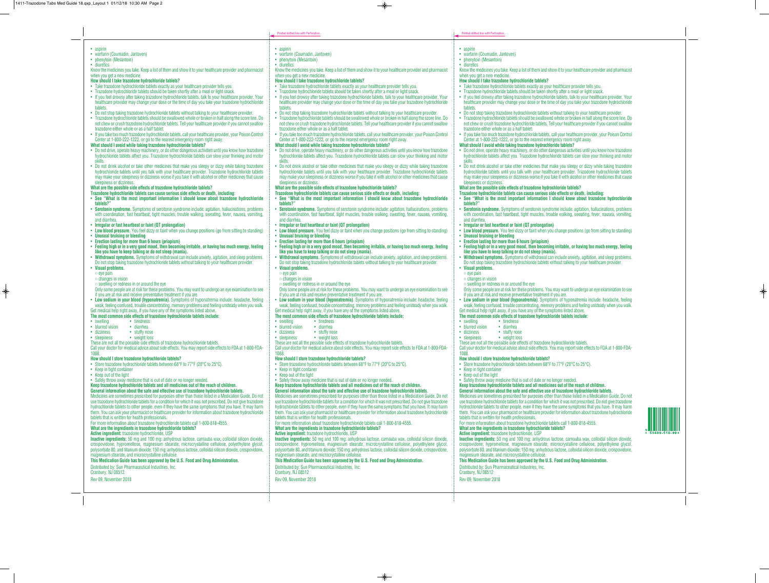- aspirin
- warfarin (Coumadin, Jantoven)
- phenytoin (Mesantoin)
- diuretics

Know the medicines you take. Keep a list of them and show it to your healthcare provider and pharmacist when you get a new medicine.

**How should I take trazodone hydrochloride tablets?**

- Take trazodone hydrochloride tablets exactly as your healthcare provider tells you.
- Trazodone hydrochloride tablets should be taken shortly after a meal or light snack.
- If you feel drowsy after taking trazodone hydrochloride tablets, talk to your healthcare provider. Your healthcare provider may change your dose or the time of day you take your trazodone hydrochloride tablets.
- Do not stop taking trazodone hydrochloride tablets without talking to your healthcare provider.
- Trazodone hydrochloride tablets should be swallowed whole or broken in half along the score line. Do not chew or crush trazodone hydrochloride tablets. Tell your healthcare provider if you cannot swallow trazodone either whole or as a half tablet.
- If you take too much trazodone hydrochloride tablets, call your healthcare provider, your Poison Control Center at 1-800-222-1222, or go to the nearest emergency room right away.

**What should I avoid while taking trazodone hydrochloride tablets?**

- Do not drive, operate heavy machinery, or do other dangerous activities until you know how trazodone hydrochloride tablets affect you. Trazodone hydrochloride tablets can slow your thinking and motor skills.
- Do not drink alcohol or take other medicines that make you sleepy or dizzy while taking trazodone hydrochloride tablets until you talk with your healthcare provider. Trazodone hydrochloride tablets may make your sleepiness or dizziness worse if you take it with alcohol or other medicines that cause sleepiness or dizziness.

**What are the possible side effects of trazodone hydrochloride tablets?**

**Trazodone hydrochloride tablets can cause serious side effects or death, including:**

- **See "What is the most important information I should know about trazodone hydrochloride tablets?"**
- **Serotonin syndrome.** Symptoms of serotonin syndrome include: agitation, hallucinations, problems with coordination, fast heartbeat, tight muscles, trouble walking, sweating, fever, nausea, vomiting, and diarrhea.
- **Irregular or fast heartbeat or faint (QT prolongation)**
- **Low blood pressure.** You feel dizzy or faint when you change positions (go from sitting to standing)
- **Unusual bruising or bleeding**
- **Erection lasting for more than 6 hours (priapism)**
- **Feeling high or in a very good mood, then becoming irritable, or having too much energy, feeling like you have to keep talking or do not sleep (mania).**
- **Withdrawal symptoms.** Symptoms of withdrawal can include anxiety, agitation, and sleep problems. Do not stop taking trazodone hydrochloride tablets without talking to your healthcare provider.
- **Visual problems.**
  - eye pain
  - changes in vision
  - swelling or redness in or around the eye

  Only some people are at risk for these problems. You may want to undergo an eye examination to see if you are at risk and receive preventative treatment if you are.
- **Low sodium in your blood (hyponatremia).** Symptoms of hyponatremia include: headache, feeling weak, feeling confused, trouble concentrating, memory problems and feeling unsteady when you walk.

Get medical help right away, if you have any of the symptoms listed above.

**The most common side effects of trazodone hydrochloride tablets include:**

- swelling
- blurred vision
- dizziness
- sleepiness
- tiredness
- diarrhea
- stuffy nose
- weight loss

These are not all the possible side effects of trazodone hydrochloride tablets.

Call your doctor for medical advice about side effects. You may report side effects to FDA at 1-800-FDA-1088.

**How should I store trazodone hydrochloride tablets?**

- Store trazodone hydrochloride tablets between 68°F to 77°F (20°C to 25°C).
- Keep in tight container
- Keep out of the light
- Safely throw away medicine that is out of date or no longer needed.

**Keep trazodone hydrochloride tablets and all medicines out of the reach of children.**

**General information about the safe and effective use of trazodone hydrochloride tablets.**

Medicines are sometimes prescribed for purposes other than those listed in a Medication Guide. Do not use trazodone hydrochloride tablets for a condition for which it was not prescribed. Do not give trazodone hydrochloride tablets to other people, even if they have the same symptoms that you have. It may harm them. You can ask your pharmacist or healthcare provider for information about trazodone hydrochloride tablets that is written for health professionals.

For more information about trazodone hydrochloride tablets call 1-800-818-4555.

**What are the ingredients in trazodone hydrochloride tablets?**

**Active ingredient:** trazodone hydrochloride, USP

**Inactive ingredients:** 50 mg and 100 mg: anhydrous lactose, carnauba wax, colloidal silicon dioxide, crospovidone, hypromellose, magnesium stearate, microcrystalline cellulose, polyethylene glycol, polysorbate 80, and titanium dioxide; 150 mg: anhydrous lactose, colloidal silicon dioxide, crospovidone, magnesium stearate, and microcrystalline cellulose.

**This Medication Guide has been approved by the U.S. Food and Drug Administration.**

Distributed by: Sun Pharmaceutical Industries, Inc.
Cranbury, NJ 08512

Rev 09, November 2018

- aspirin
- warfarin (Coumadin, Jantoven)
- phenytoin (Mesantoin)
- diuretics

Know the medicines you take. Keep a list of them and show it to your healthcare provider and pharmacist when you get a new medicine.

**How should I take trazodone hydrochloride tablets?**

- Take trazodone hydrochloride tablets exactly as your healthcare provider tells you.
- Trazodone hydrochloride tablets should be taken shortly after a meal or light snack.
- If you feel drowsy after taking trazodone hydrochloride tablets, talk to your healthcare provider. Your healthcare provider may change your dose or the time of day you take your trazodone hydrochloride tablets.
- Do not stop taking trazodone hydrochloride tablets without talking to your healthcare provider.
- Trazodone hydrochloride tablets should be swallowed whole or broken in half along the score line. Do not chew or crush trazodone hydrochloride tablets. Tell your healthcare provider if you cannot swallow trazodone either whole or as a half tablet.
- If you take too much trazodone hydrochloride tablets, call your healthcare provider, your Poison Control Center at 1-800-222-1222, or go to the nearest emergency room right away.

**What should I avoid while taking trazodone hydrochloride tablets?**

- Do not drive, operate heavy machinery, or do other dangerous activities until you know how trazodone hydrochloride tablets affect you. Trazodone hydrochloride tablets can slow your thinking and motor skills.
- Do not drink alcohol or take other medicines that make you sleepy or dizzy while taking trazodone hydrochloride tablets until you talk with your healthcare provider. Trazodone hydrochloride tablets may make your sleepiness or dizziness worse if you take it with alcohol or other medicines that cause sleepiness or dizziness.

**What are the possible side effects of trazodone hydrochloride tablets?**

**Trazodone hydrochloride tablets can cause serious side effects or death, including:**

- **See "What is the most important information I should know about trazodone hydrochloride tablets?"**
- **Serotonin syndrome.** Symptoms of serotonin syndrome include: agitation, hallucinations, problems with coordination, fast heartbeat, tight muscles, trouble walking, sweating, fever, nausea, vomiting, and diarrhea.
- **Irregular or fast heartbeat or faint (QT prolongation)**
- **Low blood pressure.** You feel dizzy or faint when you change positions (go from sitting to standing)
- **Unusual bruising or bleeding**
- **Erection lasting for more than 6 hours (priapism)**
- **Feeling high or in a very good mood, then becoming irritable, or having too much energy, feeling like you have to keep talking or do not sleep (mania).**
- **Withdrawal symptoms.** Symptoms of withdrawal can include anxiety, agitation, and sleep problems. Do not stop taking trazodone hydrochloride tablets without talking to your healthcare provider.
- **Visual problems.**
  - eye pain
  - changes in vision
  - swelling or redness in or around the eye

  Only some people are at risk for these problems. You may want to undergo an eye examination to see if you are at risk and receive preventative treatment if you are.
- **Low sodium in your blood (hyponatremia).** Symptoms of hyponatremia include: headache, feeling weak, feeling confused, trouble concentrating, memory problems and feeling unsteady when you walk.

Get medical help right away, if you have any of the symptoms listed above.

**The most common side effects of trazodone hydrochloride tablets include:**

- swelling
- blurred vision
- dizziness
- sleepiness
- tiredness
- diarrhea
- stuffy nose
- weight loss

These are not all the possible side effects of trazodone hydrochloride tablets.

Call your doctor for medical advice about side effects. You may report side effects to FDA at 1-800-FDA-1088.

**How should I store trazodone hydrochloride tablets?**

- Store trazodone hydrochloride tablets between 68°F to 77°F (20°C to 25°C).
- Keep in tight container
- Keep out of the light
- Safely throw away medicine that is out of date or no longer needed.

**Keep trazodone hydrochloride tablets and all medicines out of the reach of children.**

**General information about the safe and effective use of trazodone hydrochloride tablets.**

Medicines are sometimes prescribed for purposes other than those listed in a Medication Guide. Do not use trazodone hydrochloride tablets for a condition for which it was not prescribed. Do not give trazodone hydrochloride tablets to other people, even if they have the same symptoms that you have. It may harm them. You can ask your pharmacist or healthcare provider for information about trazodone hydrochloride tablets that is written for health professionals.

For more information about trazodone hydrochloride tablets call 1-800-818-4555.

**What are the ingredients in trazodone hydrochloride tablets?**

**Active ingredient:** trazodone hydrochloride, USP

**Inactive ingredients:** 50 mg and 100 mg: anhydrous lactose, carnauba wax, colloidal silicon dioxide, crospovidone, hypromellose, magnesium stearate, microcrystalline cellulose, polyethylene glycol, polysorbate 80, and titanium dioxide; 150 mg: anhydrous lactose, colloidal silicon dioxide, crospovidone, magnesium stearate, and microcrystalline cellulose.

**This Medication Guide has been approved by the U.S. Food and Drug Administration.**

Distributed by: Sun Pharmaceutical Industries, Inc.
Cranbury, NJ 08512

Rev 09, November 2018

- aspirin
- warfarin (Coumadin, Jantoven)
- phenytoin (Mesantoin)
- diuretics

Know the medicines you take. Keep a list of them and show it to your healthcare provider and pharmacist when you get a new medicine.

**How should I take trazodone hydrochloride tablets?**

- Take trazodone hydrochloride tablets exactly as your healthcare provider tells you.
- Trazodone hydrochloride tablets should be taken shortly after a meal or light snack.
- If you feel drowsy after taking trazodone hydrochloride tablets, talk to your healthcare provider. Your healthcare provider may change your dose or the time of day you take your trazodone hydrochloride tablets.
- Do not stop taking trazodone hydrochloride tablets without talking to your healthcare provider.
- Trazodone hydrochloride tablets should be swallowed whole or broken in half along the score line. Do not chew or crush trazodone hydrochloride tablets. Tell your healthcare provider if you cannot swallow trazodone either whole or as a half tablet.
- If you take too much trazodone hydrochloride tablets, call your healthcare provider, your Poison Control Center at 1-800-222-1222, or go to the nearest emergency room right away.

**What should I avoid while taking trazodone hydrochloride tablets?**

- Do not drive, operate heavy machinery, or do other dangerous activities until you know how trazodone hydrochloride tablets affect you. Trazodone hydrochloride tablets can slow your thinking and motor skills.
- Do not drink alcohol or take other medicines that make you sleepy or dizzy while taking trazodone hydrochloride tablets until you talk with your healthcare provider. Trazodone hydrochloride tablets may make your sleepiness or dizziness worse if you take it with alcohol or other medicines that cause sleepiness or dizziness.

**What are the possible side effects of trazodone hydrochloride tablets?**

**Trazodone hydrochloride tablets can cause serious side effects or death, including:**

- **See "What is the most important information I should know about trazodone hydrochloride tablets?"**
- **Serotonin syndrome.** Symptoms of serotonin syndrome include: agitation, hallucinations, problems with coordination, fast heartbeat, tight muscles, trouble walking, sweating, fever, nausea, vomiting, and diarrhea.
- **Irregular or fast heartbeat or faint (QT prolongation)**
- **Low blood pressure.** You feel dizzy or faint when you change positions (go from sitting to standing)
- **Unusual bruising or bleeding**
- **Erection lasting for more than 6 hours (priapism)**
- **Feeling high or in a very good mood, then becoming irritable, or having too much energy, feeling like you have to keep talking or do not sleep (mania).**
- **Withdrawal symptoms.** Symptoms of withdrawal can include anxiety, agitation, and sleep problems. Do not stop taking trazodone hydrochloride tablets without talking to your healthcare provider.
- **Visual problems.**
  - eye pain
  - changes in vision
  - swelling or redness in or around the eye

  Only some people are at risk for these problems. You may want to undergo an eye examination to see if you are at risk and receive preventative treatment if you are.
- **Low sodium in your blood (hyponatremia).** Symptoms of hyponatremia include: headache, feeling weak, feeling confused, trouble concentrating, memory problems and feeling unsteady when you walk.

Get medical help right away, if you have any of the symptoms listed above.

**The most common side effects of trazodone hydrochloride tablets include:**

- swelling
- blurred vision
- dizziness
- sleepiness
- tiredness
- diarrhea
- stuffy nose
- weight loss

These are not all the possible side effects of trazodone hydrochloride tablets.

Call your doctor for medical advice about side effects. You may report side effects to FDA at 1-800-FDA-1088.

**How should I store trazodone hydrochloride tablets?**

- Store trazodone hydrochloride tablets between 68°F to 77°F (20°C to 25°C).
- Keep in tight container
- Keep out of the light
- Safely throw away medicine that is out of date or no longer needed.

**Keep trazodone hydrochloride tablets and all medicines out of the reach of children.**

**General information about the safe and effective use of trazodone hydrochloride tablets.**

Medicines are sometimes prescribed for purposes other than those listed in a Medication Guide. Do not use trazodone hydrochloride tablets for a condition for which it was not prescribed. Do not give trazodone hydrochloride tablets to other people, even if they have the same symptoms that you have. It may harm them. You can ask your pharmacist or healthcare provider for information about trazodone hydrochloride tablets that is written for health professionals.

For more information about trazodone hydrochloride tablets call 1-800-818-4555.

**What are the ingredients in trazodone hydrochloride tablets?**

**Active ingredient:** trazodone hydrochloride, USP

**Inactive ingredients:** 50 mg and 100 mg: anhydrous lactose, carnauba wax, colloidal silicon dioxide, crospovidone, hypromellose, magnesium stearate, microcrystalline cellulose, polyethylene glycol, polysorbate 80, and titanium dioxide; 150 mg: anhydrous lactose, colloidal silicon dioxide, crospovidone, magnesium stearate, and microcrystalline cellulose.

**This Medication Guide has been approved by the U.S. Food and Drug Administration.**

Distributed by: Sun Pharmaceutical Industries, Inc.
Cranbury, NJ 08512

Rev 09, November 2018